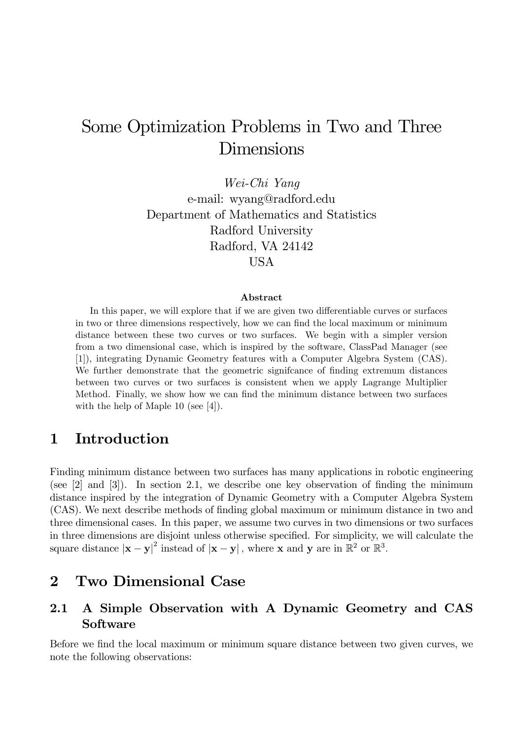# Some Optimization Problems in Two and Three Dimensions

*Wei-Chi Yang*
e-mail: wyang@radford.edu
Department of Mathematics and Statistics
Radford University
Radford, VA 24142
USA

**Abstract**

In this paper, we will explore that if we are given two differentiable curves or surfaces in two or three dimensions respectively, how we can find the local maximum or minimum distance between these two curves or two surfaces. We begin with a simpler version from a two dimensional case, which is inspired by the software, ClassPad Manager (see [1]), integrating Dynamic Geometry features with a Computer Algebra System (CAS). We further demonstrate that the geometric signifcance of finding extremum distances between two curves or two surfaces is consistent when we apply Lagrange Multiplier Method. Finally, we show how we can find the minimum distance between two surfaces with the help of Maple 10 (see [4]).

## 1 Introduction

Finding minimum distance between two surfaces has many applications in robotic engineering (see [2] and [3]). In section 2.1, we describe one key observation of finding the minimum distance inspired by the integration of Dynamic Geometry with a Computer Algebra System (CAS). We next describe methods of finding global maximum or minimum distance in two and three dimensional cases. In this paper, we assume two curves in two dimensions or two surfaces in three dimensions are disjoint unless otherwise specified. For simplicity, we will calculate the square distance $|\mathbf{x}-\mathbf{y}|^2$ instead of $|\mathbf{x}-\mathbf{y}|$, where $\mathbf{x}$ and $\mathbf{y}$ are in $\mathbb{R}^2$ or $\mathbb{R}^3$.

## 2 Two Dimensional Case

### 2.1 A Simple Observation with A Dynamic Geometry and CAS Software

Before we find the local maximum or minimum square distance between two given curves, we note the following observations: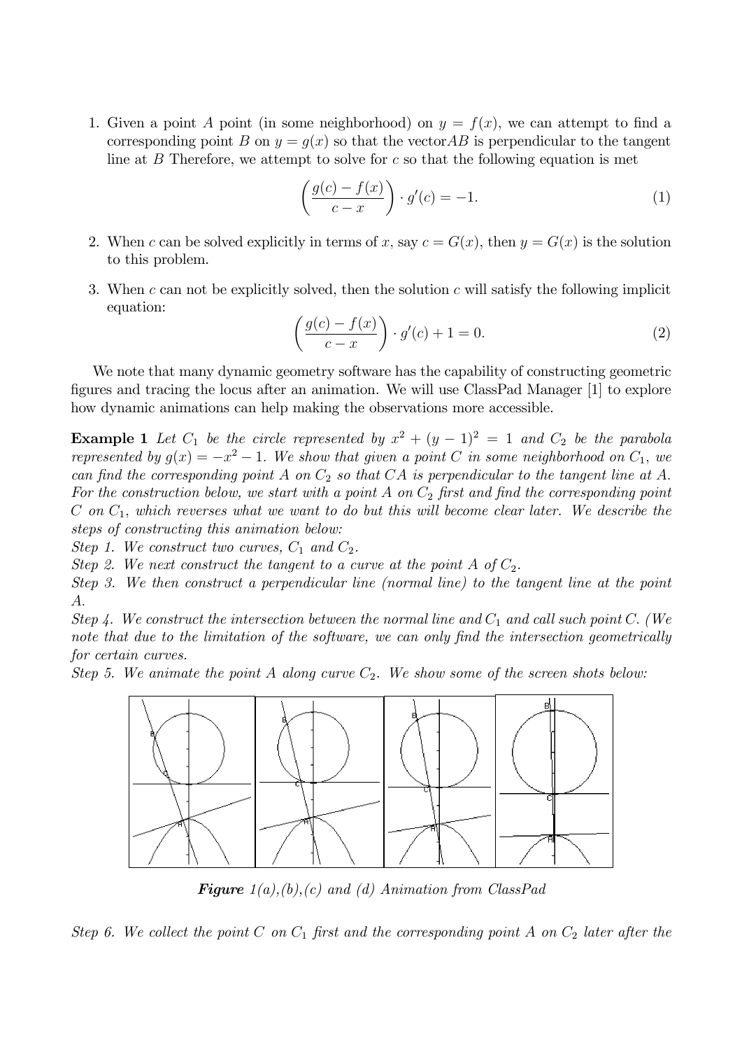1. Given a point $A$ point (in some neighborhood) on $y = f(x)$, we can attempt to find a corresponding point $B$ on $y = g(x)$ so that the vector$AB$ is perpendicular to the tangent line at $B$ Therefore, we attempt to solve for $c$ so that the following equation is met

$$\left(\frac{g(c) - f(x)}{c - x}\right) \cdot g'(c) = -1. \tag{1}$$

2. When $c$ can be solved explicitly in terms of $x$, say $c = G(x)$, then $y = G(x)$ is the solution to this problem.

3. When $c$ can not be explicitly solved, then the solution $c$ will satisfy the following implicit equation:

$$\left(\frac{g(c) - f(x)}{c - x}\right) \cdot g'(c) + 1 = 0. \tag{2}$$

We note that many dynamic geometry software has the capability of constructing geometric figures and tracing the locus after an animation. We will use ClassPad Manager [1] to explore how dynamic animations can help making the observations more accessible.

**Example 1** *Let $C_1$ be the circle represented by $x^2 + (y - 1)^2 = 1$ and $C_2$ be the parabola represented by $g(x) = -x^2 - 1$. We show that given a point $C$ in some neighborhood on $C_1$, we can find the corresponding point $A$ on $C_2$ so that $CA$ is perpendicular to the tangent line at $A$. For the construction below, we start with a point $A$ on $C_2$ first and find the corresponding point $C$ on $C_1$, which reverses what we want to do but this will become clear later. We describe the steps of constructing this animation below:*

*Step 1. We construct two curves, $C_1$ and $C_2$.*

*Step 2. We next construct the tangent to a curve at the point $A$ of $C_2$.*

*Step 3. We then construct a perpendicular line (normal line) to the tangent line at the point $A$.*

*Step 4. We construct the intersection between the normal line and $C_1$ and call such point $C$. (We note that due to the limitation of the software, we can only find the intersection geometrically for certain curves.*

*Step 5. We animate the point $A$ along curve $C_2$. We show some of the screen shots below:*

***Figure** 1(a),(b),(c) and (d) Animation from ClassPad*

*Step 6. We collect the point $C$ on $C_1$ first and the corresponding point $A$ on $C_2$ later after the*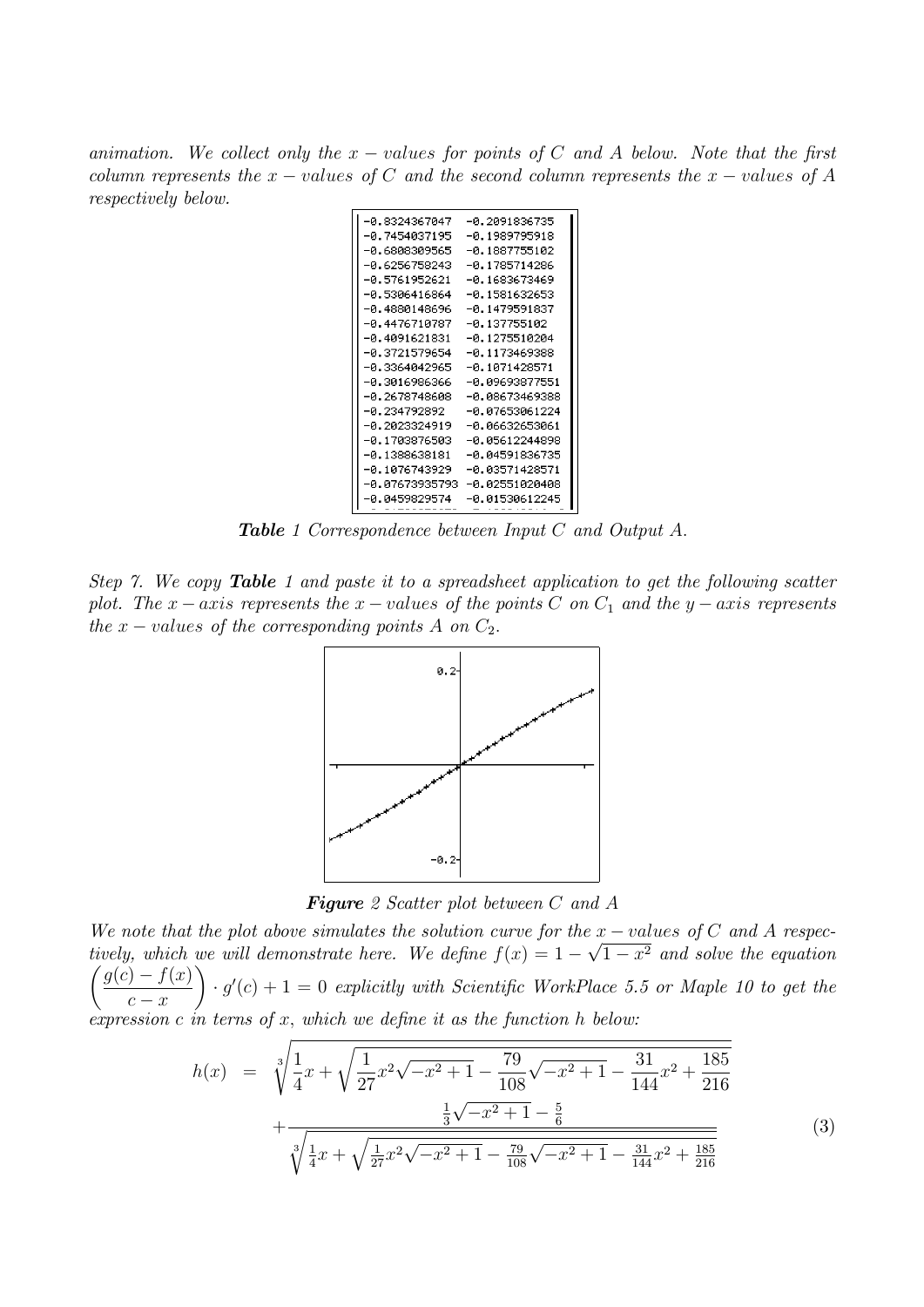*animation. We collect only the $x-values$ for points of $C$ and $A$ below. Note that the first column represents the $x-values$ of $C$ and the second column represents the $x-values$ of $A$ respectively below.*

| | |
|---|---|
| -0.8324367047 | -0.2091836735 |
| -0.7454037195 | -0.1989795918 |
| -0.6808309565 | -0.1887755102 |
| -0.6256758243 | -0.1785714286 |
| -0.5761952621 | -0.1683673469 |
| -0.5306416864 | -0.1581632653 |
| -0.4880148696 | -0.1479591837 |
| -0.4476710787 | -0.137755102 |
| -0.4091621831 | -0.1275510204 |
| -0.3721579654 | -0.1173469388 |
| -0.3364042965 | -0.1071428571 |
| -0.3016986366 | -0.09693877551 |
| -0.2678748608 | -0.08673469388 |
| -0.234792892 | -0.07653061224 |
| -0.2023324919 | -0.06632653061 |
| -0.1703876503 | -0.05612244898 |
| -0.1388638181 | -0.04591836735 |
| -0.1076743929 | -0.03571428571 |
| -0.07673935793 | -0.02551020408 |
| -0.0459829574 | -0.01530612245 |

***Table** 1 Correspondence between Input $C$ and Output $A$.*

*Step 7. We copy **Table** 1 and paste it to a spreadsheet application to get the following scatter plot. The $x-axis$ represents the $x-values$ of the points $C$ on $C_1$ and the $y-axis$ represents the $x-values$ of the corresponding points $A$ on $C_2$.*

***Figure** 2 Scatter plot between $C$ and $A$*

*We note that the plot above simulates the solution curve for the $x-values$ of $C$ and $A$ respectively, which we will demonstrate here. We define $f(x) = 1 - \sqrt{1-x^2}$ and solve the equation $\left(\dfrac{g(c)-f(x)}{c-x}\right) \cdot g'(c) + 1 = 0$ explicitly with Scientific WorkPlace 5.5 or Maple 10 to get the expression $c$ in terns of $x$, which we define it as the function $h$ below:*

$$
\begin{aligned}
h(x) &= \sqrt[3]{\frac{1}{4}x + \sqrt{\frac{1}{27}x^2\sqrt{-x^2+1} - \frac{79}{108}\sqrt{-x^2+1} - \frac{31}{144}x^2 + \frac{185}{216}}} \\
&\quad + \frac{\frac{1}{3}\sqrt{-x^2+1} - \frac{5}{6}}{\sqrt[3]{\frac{1}{4}x + \sqrt{\frac{1}{27}x^2\sqrt{-x^2+1} - \frac{79}{108}\sqrt{-x^2+1} - \frac{31}{144}x^2 + \frac{185}{216}}}}
\end{aligned}
\tag{3}
$$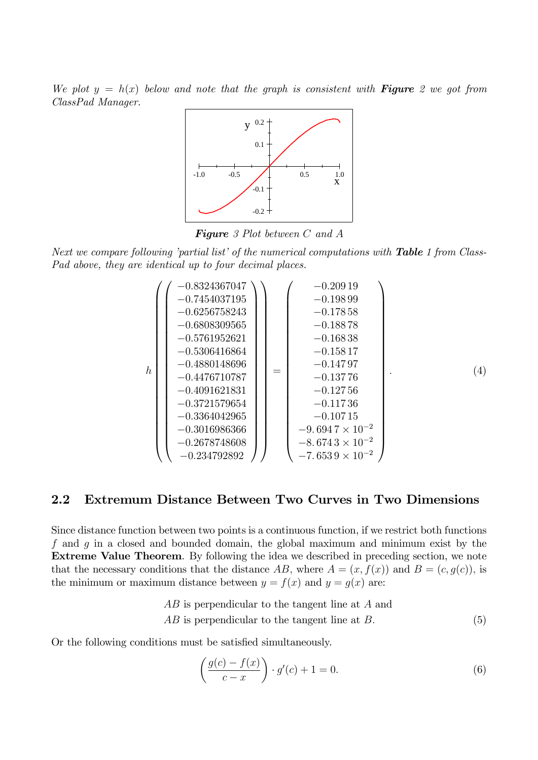*We plot $y = h(x)$ below and note that the graph is consistent with **Figure** 2 we got from ClassPad Manager.*

***Figure** 3 Plot between C and A*

*Next we compare following 'partial list' of the numerical computations with **Table** 1 from ClassPad above, they are identical up to four decimal places.*

$$h\left(\begin{pmatrix} -0.8324367047 \\ -0.7454037195 \\ -0.6256758243 \\ -0.6808309565 \\ -0.5761952621 \\ -0.5306416864 \\ -0.4880148696 \\ -0.4476710787 \\ -0.4091621831 \\ -0.3721579654 \\ -0.3364042965 \\ -0.3016986366 \\ -0.2678748608 \\ -0.234792892 \end{pmatrix}\right) = \begin{pmatrix} -0.20919 \\ -0.19899 \\ -0.17858 \\ -0.18878 \\ -0.16838 \\ -0.15817 \\ -0.14797 \\ -0.13776 \\ -0.12756 \\ -0.11736 \\ -0.10715 \\ -9.6947\times 10^{-2} \\ -8.6743\times 10^{-2} \\ -7.6539\times 10^{-2} \end{pmatrix}. \tag{4}$$

## 2.2 Extremum Distance Between Two Curves in Two Dimensions

Since distance function between two points is a continuous function, if we restrict both functions $f$ and $g$ in a closed and bounded domain, the global maximum and minimum exist by the **Extreme Value Theorem**. By following the idea we described in preceding section, we note that the necessary conditions that the distance $AB$, where $A = (x, f(x))$ and $B = (c, g(c))$, is the minimum or maximum distance between $y = f(x)$ and $y = g(x)$ are:

$$\begin{aligned} &AB \text{ is perpendicular to the tangent line at } A \text{ and} \\ &AB \text{ is perpendicular to the tangent line at } B. \end{aligned} \tag{5}$$

Or the following conditions must be satisfied simultaneously.

$$\left(\frac{g(c) - f(x)}{c - x}\right) \cdot g'(c) + 1 = 0. \tag{6}$$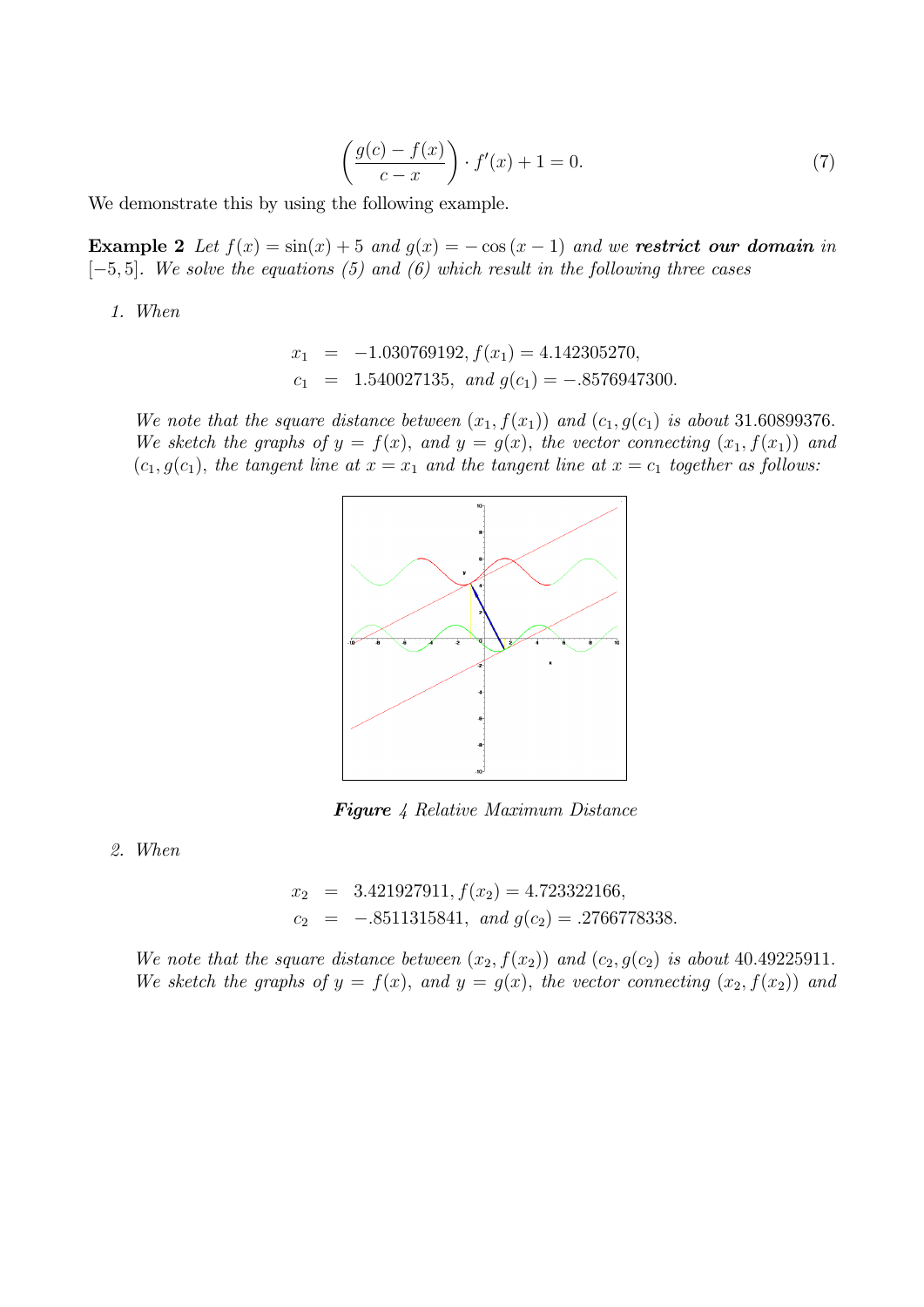$$\left(\frac{g(c) - f(x)}{c - x}\right) \cdot f'(x) + 1 = 0. \tag{7}$$

We demonstrate this by using the following example.

**Example 2** *Let $f(x) = \sin(x) + 5$ and $g(x) = -\cos(x - 1)$ and we **restrict our domain** in $[-5, 5]$. We solve the equations (5) and (6) which result in the following three cases*

1. *When*

$$\begin{aligned} x_1 &= -1.030769192, f(x_1) = 4.142305270, \\ c_1 &= 1.540027135, \text{ and } g(c_1) = -.8576947300. \end{aligned}$$

*We note that the square distance between $(x_1, f(x_1))$ and $(c_1, g(c_1)$ is about 31.60899376. We sketch the graphs of $y = f(x)$, and $y = g(x)$, the vector connecting $(x_1, f(x_1))$ and $(c_1, g(c_1)$, the tangent line at $x = x_1$ and the tangent line at $x = c_1$ together as follows:*

***Figure** 4 Relative Maximum Distance*

2. *When*

$$\begin{aligned} x_2 &= 3.421927911, f(x_2) = 4.723322166, \\ c_2 &= -.8511315841, \text{ and } g(c_2) = .2766778338. \end{aligned}$$

*We note that the square distance between $(x_2, f(x_2))$ and $(c_2, g(c_2)$ is about 40.49225911. We sketch the graphs of $y = f(x)$, and $y = g(x)$, the vector connecting $(x_2, f(x_2))$ and*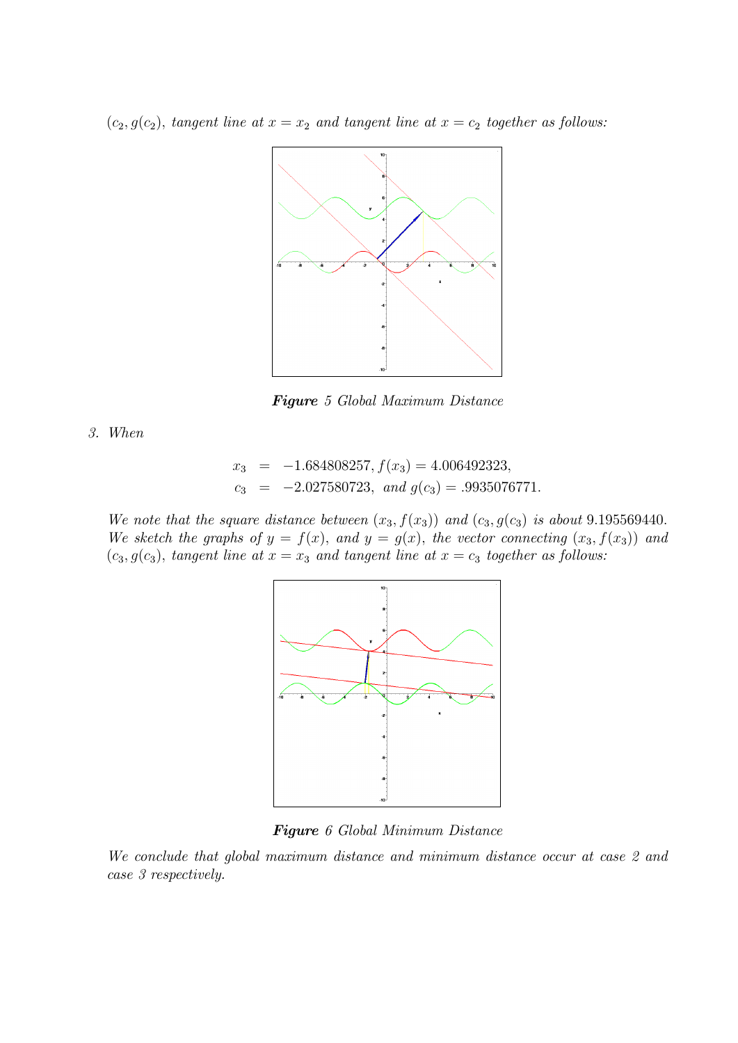$(c_2, g(c_2))$, *tangent line at* $x = x_2$ *and tangent line at* $x = c_2$ *together as follows:*

***Figure*** *5 Global Maximum Distance*

3. *When*

$$
\begin{aligned}
x_3 &= -1.684808257, f(x_3) = 4.006492323, \\
c_3 &= -2.027580723, \text{ and } g(c_3) = .9935076771.
\end{aligned}
$$

*We note that the square distance between* $(x_3, f(x_3))$ *and* $(c_3, g(c_3)$ *is about* $9.195569440$. *We sketch the graphs of* $y = f(x)$, *and* $y = g(x)$, *the vector connecting* $(x_3, f(x_3))$ *and* $(c_3, g(c_3)$, *tangent line at* $x = x_3$ *and tangent line at* $x = c_3$ *together as follows:*

***Figure*** *6 Global Minimum Distance*

*We conclude that global maximum distance and minimum distance occur at case 2 and case 3 respectively.*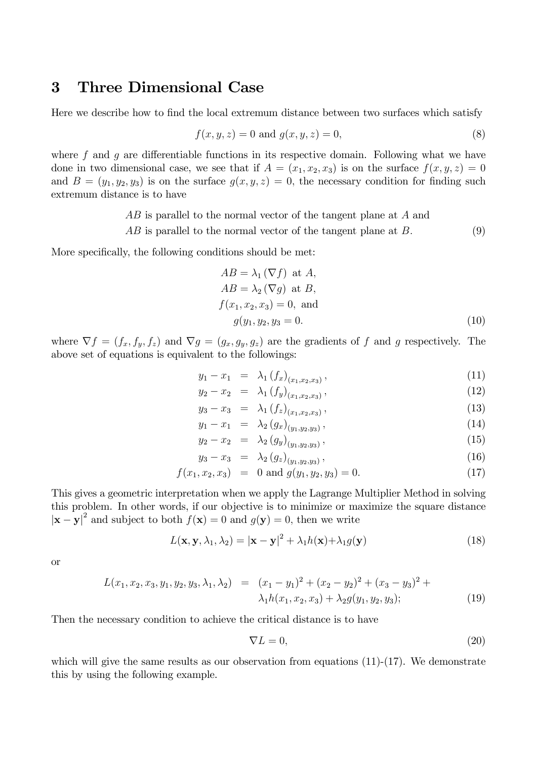## 3 Three Dimensional Case

Here we describe how to find the local extremum distance between two surfaces which satisfy

$$f(x, y, z) = 0 \text{ and } g(x, y, z) = 0, \tag{8}$$

where $f$ and $g$ are differentiable functions in its respective domain. Following what we have done in two dimensional case, we see that if $A = (x_1, x_2, x_3)$ is on the surface $f(x, y, z) = 0$ and $B = (y_1, y_2, y_3)$ is on the surface $g(x, y, z) = 0$, the necessary condition for finding such extremum distance is to have

$$\begin{array}{l} AB \text{ is parallel to the normal vector of the tangent plane at } A \text{ and} \\ AB \text{ is parallel to the normal vector of the tangent plane at } B. \end{array} \tag{9}$$

More specifically, the following conditions should be met:

$$\begin{array}{c} AB = \lambda_1 (\nabla f) \text{ at } A, \\ AB = \lambda_2 (\nabla g) \text{ at } B, \\ f(x_1, x_2, x_3) = 0, \text{ and} \\ g(y_1, y_2, y_3 = 0. \end{array} \tag{10}$$

where $\nabla f = (f_x, f_y, f_z)$ and $\nabla g = (g_x, g_y, g_z)$ are the gradients of $f$ and $g$ respectively. The above set of equations is equivalent to the followings:

$$y_1 - x_1 = \lambda_1 (f_x)_{(x_1,x_2,x_3)}, \tag{11}$$

$$y_2 - x_2 = \lambda_1 (f_y)_{(x_1,x_2,x_3)}, \tag{12}$$

$$y_3 - x_3 = \lambda_1 (f_z)_{(x_1,x_2,x_3)}, \tag{13}$$

$$y_1 - x_1 = \lambda_2 (g_x)_{(y_1,y_2,y_3)}, \tag{14}$$

$$y_2 - x_2 = \lambda_2 (g_y)_{(y_1,y_2,y_3)}, \tag{15}$$

$$y_3 - x_3 = \lambda_2 (g_z)_{(y_1,y_2,y_3)}, \tag{16}$$

$$f(x_1, x_2, x_3) = 0 \text{ and } g(y_1, y_2, y_3) = 0. \tag{17}$$

This gives a geometric interpretation when we apply the Lagrange Multiplier Method in solving this problem. In other words, if our objective is to minimize or maximize the square distance $|\mathbf{x} - \mathbf{y}|^2$ and subject to both $f(\mathbf{x}) = 0$ and $g(\mathbf{y}) = 0$, then we write

$$L(\mathbf{x}, \mathbf{y}, \lambda_1, \lambda_2) = |\mathbf{x} - \mathbf{y}|^2 + \lambda_1 h(\mathbf{x}) + \lambda_1 g(\mathbf{y}) \tag{18}$$

or

$$\begin{aligned} L(x_1, x_2, x_3, y_1, y_2, y_3, \lambda_1, \lambda_2) &= (x_1 - y_1)^2 + (x_2 - y_2)^2 + (x_3 - y_3)^2 + \\ &\quad \lambda_1 h(x_1, x_2, x_3) + \lambda_2 g(y_1, y_2, y_3); \end{aligned} \tag{19}$$

Then the necessary condition to achieve the critical distance is to have

$$\nabla L = 0, \tag{20}$$

which will give the same results as our observation from equations (11)-(17). We demonstrate this by using the following example.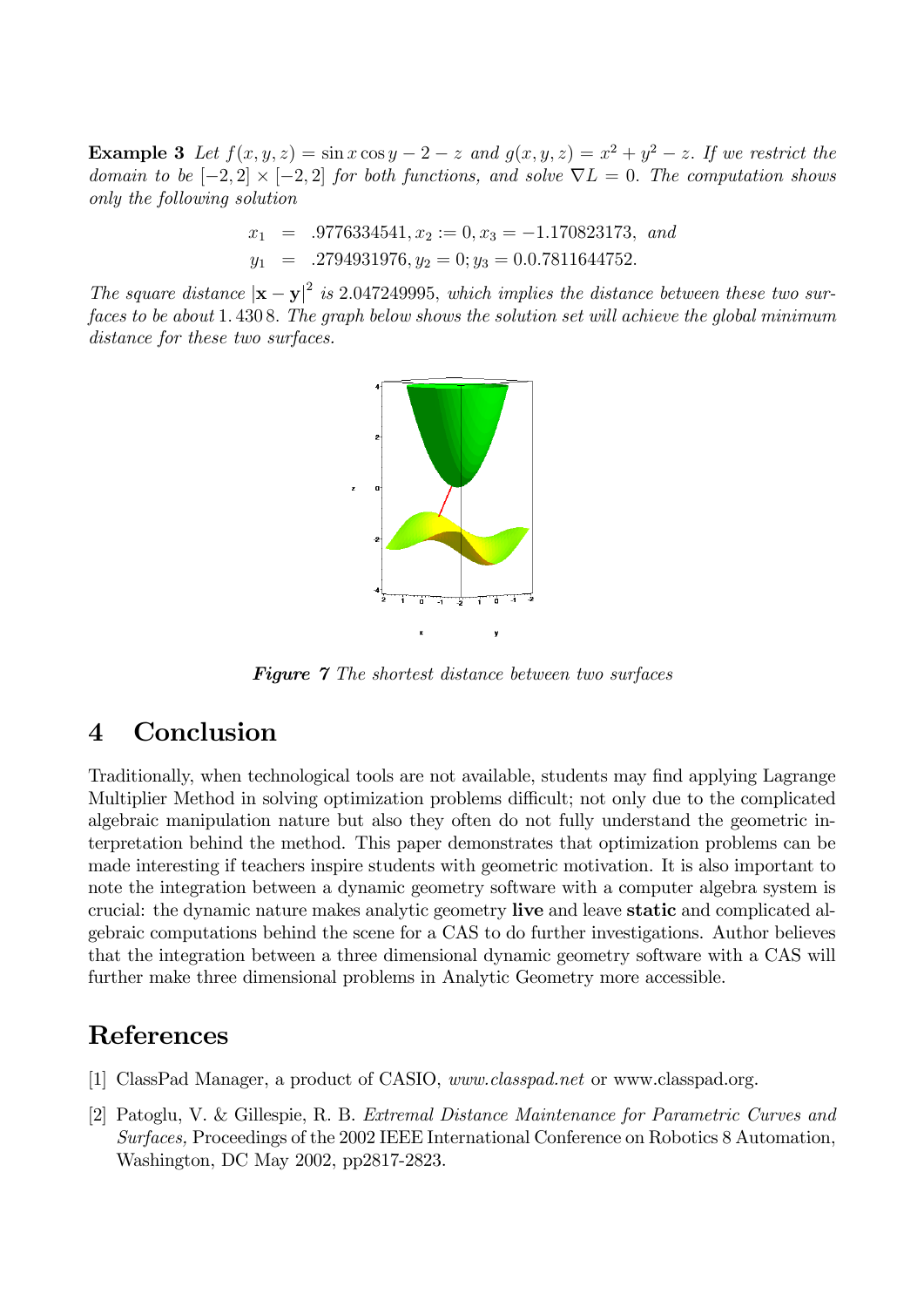**Example 3** *Let $f(x,y,z) = \sin x \cos y - 2 - z$ and $g(x,y,z) = x^2 + y^2 - z$. If we restrict the domain to be $[-2,2] \times [-2,2]$ for both functions, and solve $\nabla L = 0$. The computation shows only the following solution*

$$
\begin{aligned}
x_1 &= .9776334541, x_2 := 0, x_3 = -1.170823173, \text{ and} \\
y_1 &= .2794931976, y_2 = 0; y_3 = 0.0.7811644752.
\end{aligned}
$$

*The square distance $|\mathbf{x} - \mathbf{y}|^2$ is 2.047249995, which implies the distance between these two surfaces to be about 1.4308. The graph below shows the solution set will achieve the global minimum distance for these two surfaces.*

***Figure 7*** *The shortest distance between two surfaces*

# 4 Conclusion

Traditionally, when technological tools are not available, students may find applying Lagrange Multiplier Method in solving optimization problems difficult; not only due to the complicated algebraic manipulation nature but also they often do not fully understand the geometric interpretation behind the method. This paper demonstrates that optimization problems can be made interesting if teachers inspire students with geometric motivation. It is also important to note the integration between a dynamic geometry software with a computer algebra system is crucial: the dynamic nature makes analytic geometry **live** and leave **static** and complicated algebraic computations behind the scene for a CAS to do further investigations. Author believes that the integration between a three dimensional dynamic geometry software with a CAS will further make three dimensional problems in Analytic Geometry more accessible.

# References

[1] ClassPad Manager, a product of CASIO, *www.classpad.net* or www.classpad.org.

[2] Patoglu, V. & Gillespie, R. B. *Extremal Distance Maintenance for Parametric Curves and Surfaces,* Proceedings of the 2002 IEEE International Conference on Robotics 8 Automation, Washington, DC May 2002, pp2817-2823.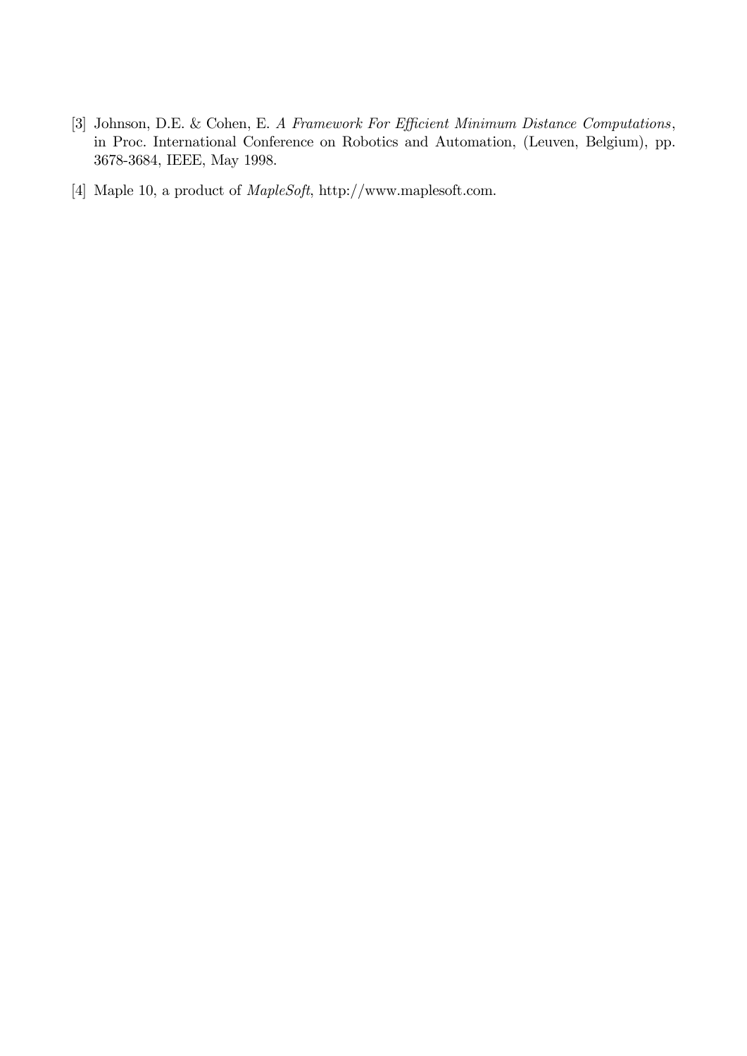[3] Johnson, D.E. & Cohen, E. *A Framework For Efficient Minimum Distance Computations*, in Proc. International Conference on Robotics and Automation, (Leuven, Belgium), pp. 3678-3684, IEEE, May 1998.

[4] Maple 10, a product of *MapleSoft*, http://www.maplesoft.com.